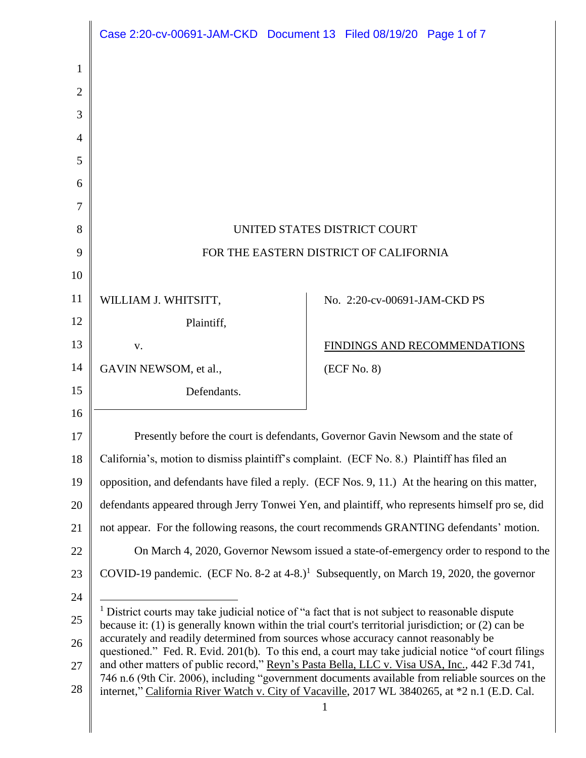UNITED STATES DISTRICT COURT

FOR THE EASTERN DISTRICT OF CALIFORNIA

| | |
|---|---|
| WILLIAM J. WHITSITT, Plaintiff, v. GAVIN NEWSOM, et al., Defendants. | No. 2:20-cv-00691-JAM-CKD PS<br><br><u>FINDINGS AND RECOMMENDATIONS</u><br><br>(ECF No. 8) |

Presently before the court is defendants, Governor Gavin Newsom and the state of California's, motion to dismiss plaintiff's complaint. (ECF No. 8.) Plaintiff has filed an opposition, and defendants have filed a reply. (ECF Nos. 9, 11.) At the hearing on this matter, defendants appeared through Jerry Tonwei Yen, and plaintiff, who represents himself pro se, did not appear. For the following reasons, the court recommends GRANTING defendants' motion.

On March 4, 2020, Governor Newsom issued a state-of-emergency order to respond to the COVID-19 pandemic. (ECF No. 8-2 at 4-8.)[1] Subsequently, on March 19, 2020, the governor

---

[1] District courts may take judicial notice of "a fact that is not subject to reasonable dispute because it: (1) is generally known within the trial court's territorial jurisdiction; or (2) can be accurately and readily determined from sources whose accuracy cannot reasonably be questioned." Fed. R. Evid. 201(b). To this end, a court may take judicial notice "of court filings and other matters of public record," <u>Reyn's Pasta Bella, LLC v. Visa USA, Inc.</u>, 442 F.3d 741, 746 n.6 (9th Cir. 2006), including "government documents available from reliable sources on the internet," <u>California River Watch v. City of Vacaville</u>, 2017 WL 3840265, at *2 n.1 (E.D. Cal.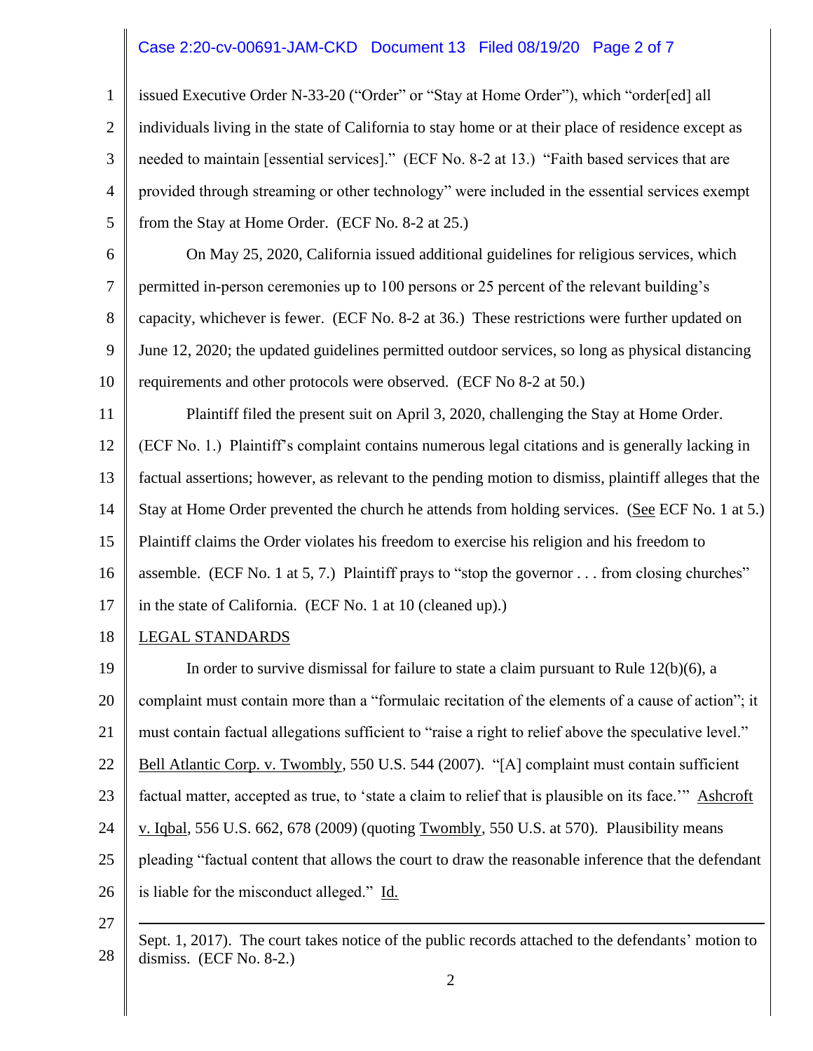issued Executive Order N-33-20 ("Order" or "Stay at Home Order"), which "order[ed] all individuals living in the state of California to stay home or at their place of residence except as needed to maintain [essential services]." (ECF No. 8-2 at 13.) "Faith based services that are provided through streaming or other technology" were included in the essential services exempt from the Stay at Home Order. (ECF No. 8-2 at 25.)

On May 25, 2020, California issued additional guidelines for religious services, which permitted in-person ceremonies up to 100 persons or 25 percent of the relevant building's capacity, whichever is fewer. (ECF No. 8-2 at 36.) These restrictions were further updated on June 12, 2020; the updated guidelines permitted outdoor services, so long as physical distancing requirements and other protocols were observed. (ECF No 8-2 at 50.)

Plaintiff filed the present suit on April 3, 2020, challenging the Stay at Home Order. (ECF No. 1.) Plaintiff's complaint contains numerous legal citations and is generally lacking in factual assertions; however, as relevant to the pending motion to dismiss, plaintiff alleges that the Stay at Home Order prevented the church he attends from holding services. (See ECF No. 1 at 5.) Plaintiff claims the Order violates his freedom to exercise his religion and his freedom to assemble. (ECF No. 1 at 5, 7.) Plaintiff prays to "stop the governor . . . from closing churches" in the state of California. (ECF No. 1 at 10 (cleaned up).)

## LEGAL STANDARDS

In order to survive dismissal for failure to state a claim pursuant to Rule 12(b)(6), a complaint must contain more than a "formulaic recitation of the elements of a cause of action"; it must contain factual allegations sufficient to "raise a right to relief above the speculative level." Bell Atlantic Corp. v. Twombly, 550 U.S. 544 (2007). "[A] complaint must contain sufficient factual matter, accepted as true, to 'state a claim to relief that is plausible on its face.'" Ashcroft v. Iqbal, 556 U.S. 662, 678 (2009) (quoting Twombly, 550 U.S. at 570). Plausibility means pleading "factual content that allows the court to draw the reasonable inference that the defendant is liable for the misconduct alleged." Id.

---

Sept. 1, 2017). The court takes notice of the public records attached to the defendants' motion to dismiss. (ECF No. 8-2.)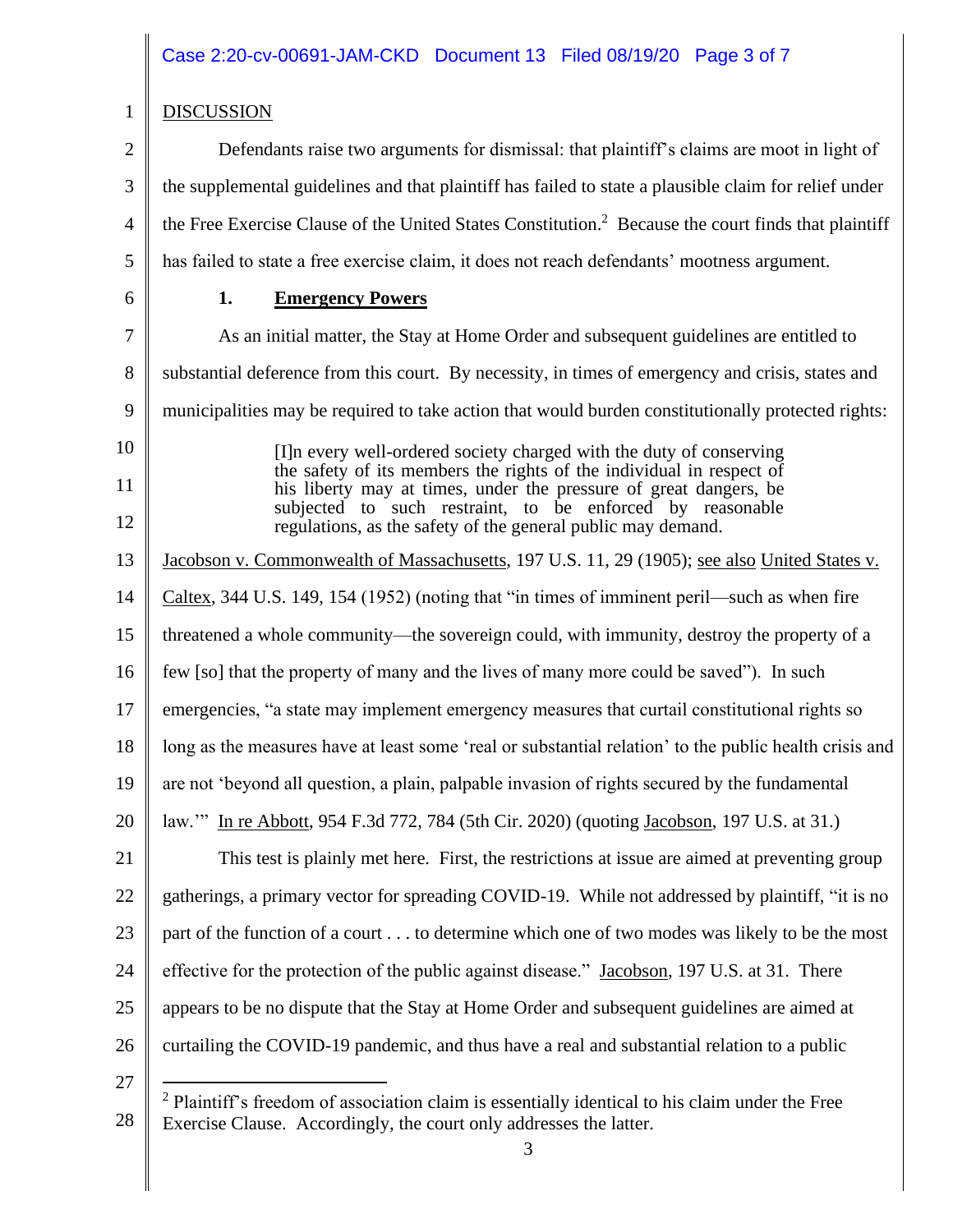## DISCUSSION

Defendants raise two arguments for dismissal: that plaintiff's claims are moot in light of the supplemental guidelines and that plaintiff has failed to state a plausible claim for relief under the Free Exercise Clause of the United States Constitution.[2] Because the court finds that plaintiff has failed to state a free exercise claim, it does not reach defendants' mootness argument.

### 1. **Emergency Powers**

As an initial matter, the Stay at Home Order and subsequent guidelines are entitled to substantial deference from this court. By necessity, in times of emergency and crisis, states and municipalities may be required to take action that would burden constitutionally protected rights:

> [I]n every well-ordered society charged with the duty of conserving the safety of its members the rights of the individual in respect of his liberty may at times, under the pressure of great dangers, be subjected to such restraint, to be enforced by reasonable regulations, as the safety of the general public may demand.

Jacobson v. Commonwealth of Massachusetts, 197 U.S. 11, 29 (1905); see also United States v. Caltex, 344 U.S. 149, 154 (1952) (noting that "in times of imminent peril—such as when fire threatened a whole community—the sovereign could, with immunity, destroy the property of a few [so] that the property of many and the lives of many more could be saved"). In such emergencies, "a state may implement emergency measures that curtail constitutional rights so long as the measures have at least some 'real or substantial relation' to the public health crisis and are not 'beyond all question, a plain, palpable invasion of rights secured by the fundamental law.'" In re Abbott, 954 F.3d 772, 784 (5th Cir. 2020) (quoting Jacobson, 197 U.S. at 31.)

This test is plainly met here. First, the restrictions at issue are aimed at preventing group gatherings, a primary vector for spreading COVID-19. While not addressed by plaintiff, "it is no part of the function of a court . . . to determine which one of two modes was likely to be the most effective for the protection of the public against disease." Jacobson, 197 U.S. at 31. There appears to be no dispute that the Stay at Home Order and subsequent guidelines are aimed at curtailing the COVID-19 pandemic, and thus have a real and substantial relation to a public

---

[2] Plaintiff's freedom of association claim is essentially identical to his claim under the Free Exercise Clause. Accordingly, the court only addresses the latter.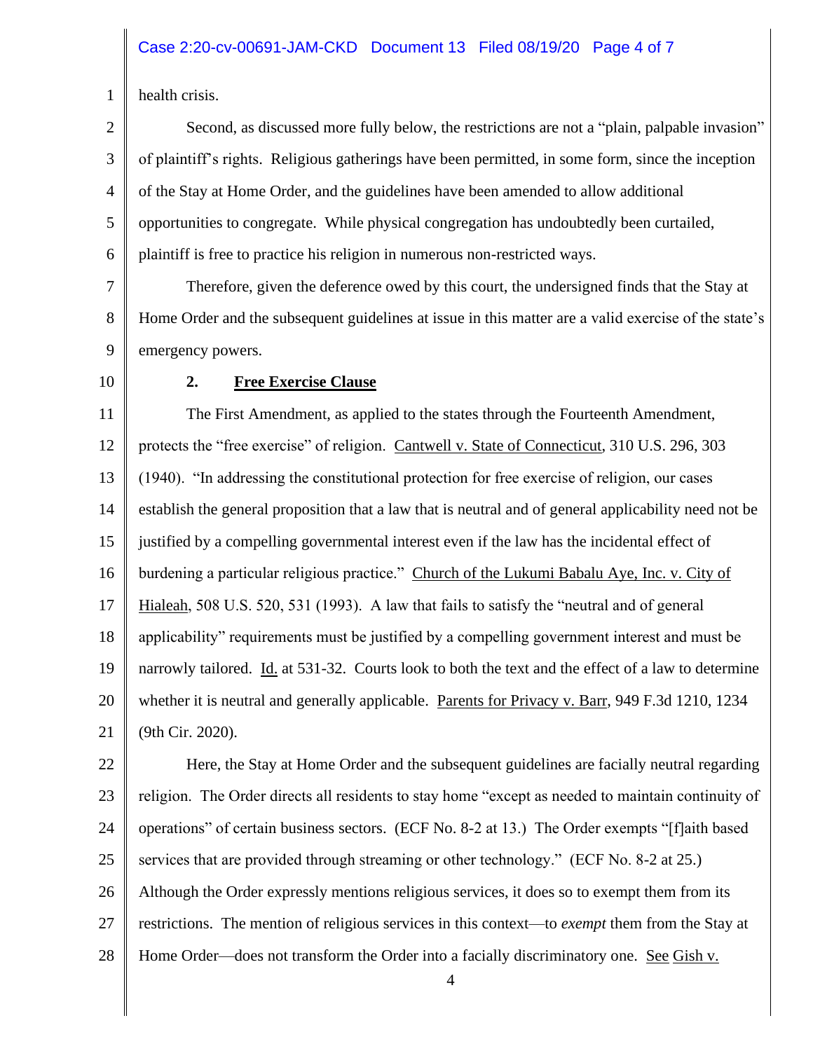health crisis.

Second, as discussed more fully below, the restrictions are not a "plain, palpable invasion" of plaintiff's rights. Religious gatherings have been permitted, in some form, since the inception of the Stay at Home Order, and the guidelines have been amended to allow additional opportunities to congregate. While physical congregation has undoubtedly been curtailed, plaintiff is free to practice his religion in numerous non-restricted ways.

Therefore, given the deference owed by this court, the undersigned finds that the Stay at Home Order and the subsequent guidelines at issue in this matter are a valid exercise of the state's emergency powers.

### 2. **Free Exercise Clause**

The First Amendment, as applied to the states through the Fourteenth Amendment, protects the "free exercise" of religion. Cantwell v. State of Connecticut, 310 U.S. 296, 303 (1940). "In addressing the constitutional protection for free exercise of religion, our cases establish the general proposition that a law that is neutral and of general applicability need not be justified by a compelling governmental interest even if the law has the incidental effect of burdening a particular religious practice." Church of the Lukumi Babalu Aye, Inc. v. City of Hialeah, 508 U.S. 520, 531 (1993). A law that fails to satisfy the "neutral and of general applicability" requirements must be justified by a compelling government interest and must be narrowly tailored. Id. at 531-32. Courts look to both the text and the effect of a law to determine whether it is neutral and generally applicable. Parents for Privacy v. Barr, 949 F.3d 1210, 1234 (9th Cir. 2020).

Here, the Stay at Home Order and the subsequent guidelines are facially neutral regarding religion. The Order directs all residents to stay home "except as needed to maintain continuity of operations" of certain business sectors. (ECF No. 8-2 at 13.) The Order exempts "[f]aith based services that are provided through streaming or other technology." (ECF No. 8-2 at 25.) Although the Order expressly mentions religious services, it does so to exempt them from its restrictions. The mention of religious services in this context—to *exempt* them from the Stay at Home Order—does not transform the Order into a facially discriminatory one. See Gish v.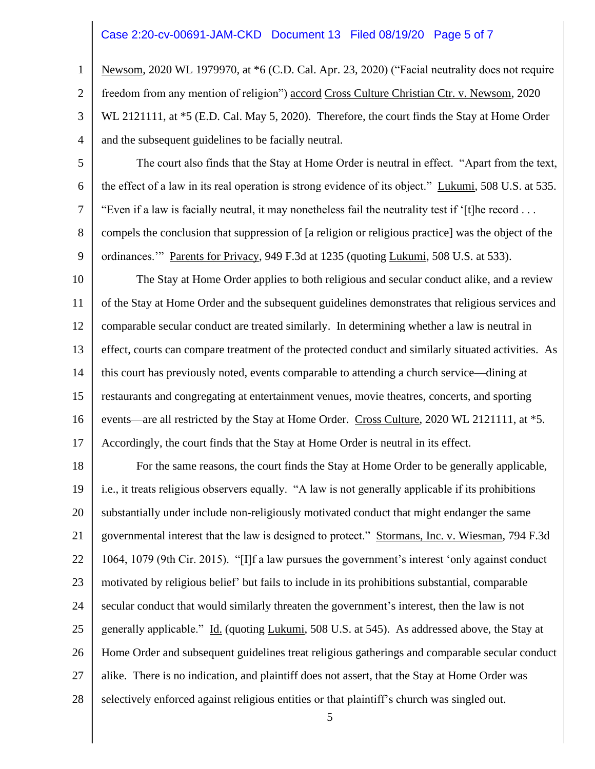Newsom, 2020 WL 1979970, at *6 (C.D. Cal. Apr. 23, 2020) ("Facial neutrality does not require freedom from any mention of religion") accord Cross Culture Christian Ctr. v. Newsom, 2020 WL 2121111, at *5 (E.D. Cal. May 5, 2020). Therefore, the court finds the Stay at Home Order and the subsequent guidelines to be facially neutral.

The court also finds that the Stay at Home Order is neutral in effect. "Apart from the text, the effect of a law in its real operation is strong evidence of its object." Lukumi, 508 U.S. at 535. "Even if a law is facially neutral, it may nonetheless fail the neutrality test if '[t]he record . . . compels the conclusion that suppression of [a religion or religious practice] was the object of the ordinances.'" Parents for Privacy, 949 F.3d at 1235 (quoting Lukumi, 508 U.S. at 533).

The Stay at Home Order applies to both religious and secular conduct alike, and a review of the Stay at Home Order and the subsequent guidelines demonstrates that religious services and comparable secular conduct are treated similarly. In determining whether a law is neutral in effect, courts can compare treatment of the protected conduct and similarly situated activities. As this court has previously noted, events comparable to attending a church service—dining at restaurants and congregating at entertainment venues, movie theatres, concerts, and sporting events—are all restricted by the Stay at Home Order. Cross Culture, 2020 WL 2121111, at *5. Accordingly, the court finds that the Stay at Home Order is neutral in its effect.

For the same reasons, the court finds the Stay at Home Order to be generally applicable, i.e., it treats religious observers equally. "A law is not generally applicable if its prohibitions substantially under include non-religiously motivated conduct that might endanger the same governmental interest that the law is designed to protect." Stormans, Inc. v. Wiesman, 794 F.3d 1064, 1079 (9th Cir. 2015). "[I]f a law pursues the government's interest 'only against conduct motivated by religious belief' but fails to include in its prohibitions substantial, comparable secular conduct that would similarly threaten the government's interest, then the law is not generally applicable." Id. (quoting Lukumi, 508 U.S. at 545). As addressed above, the Stay at Home Order and subsequent guidelines treat religious gatherings and comparable secular conduct alike. There is no indication, and plaintiff does not assert, that the Stay at Home Order was selectively enforced against religious entities or that plaintiff's church was singled out.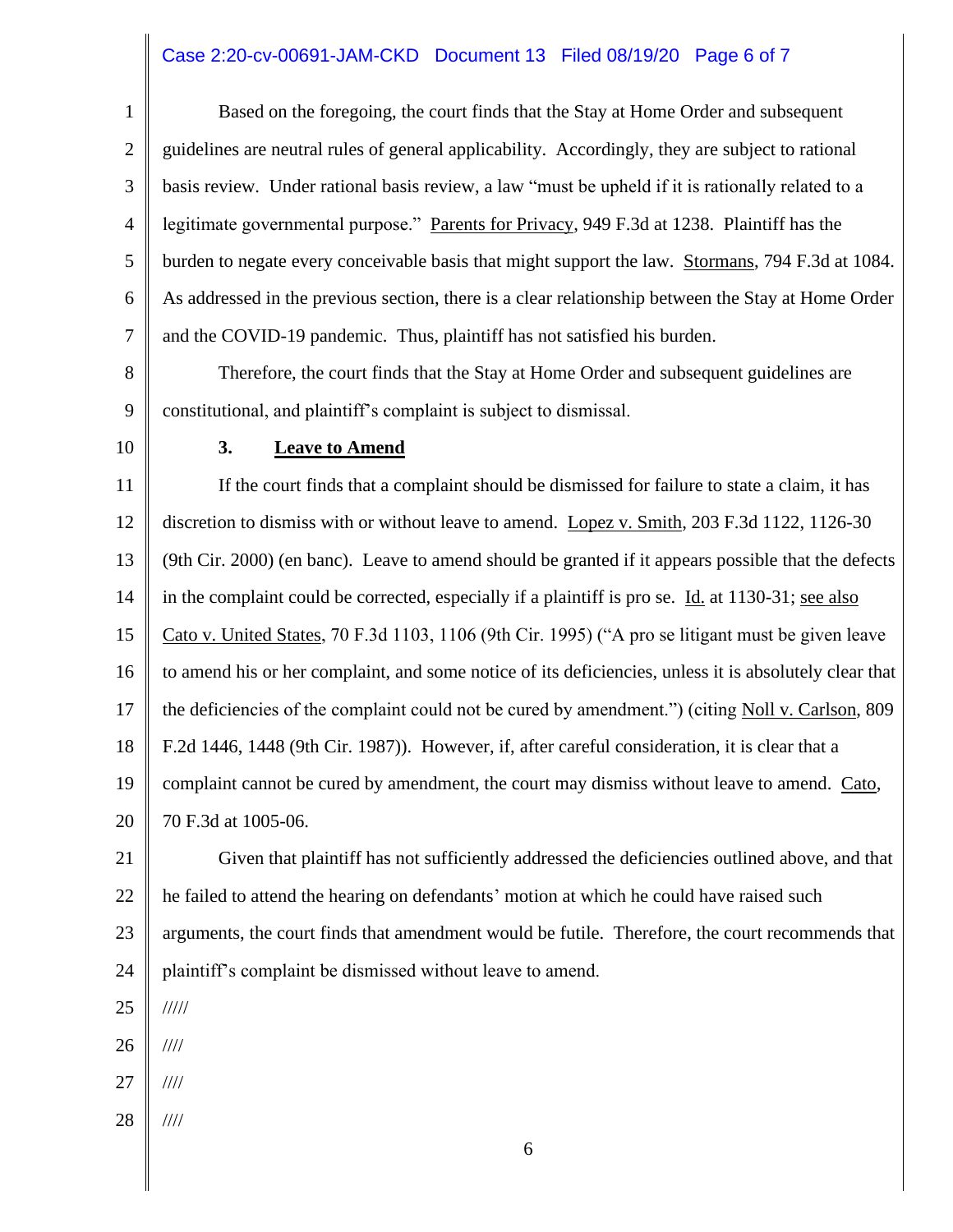Based on the foregoing, the court finds that the Stay at Home Order and subsequent guidelines are neutral rules of general applicability. Accordingly, they are subject to rational basis review. Under rational basis review, a law "must be upheld if it is rationally related to a legitimate governmental purpose." Parents for Privacy, 949 F.3d at 1238. Plaintiff has the burden to negate every conceivable basis that might support the law. Stormans, 794 F.3d at 1084. As addressed in the previous section, there is a clear relationship between the Stay at Home Order and the COVID-19 pandemic. Thus, plaintiff has not satisfied his burden.

Therefore, the court finds that the Stay at Home Order and subsequent guidelines are constitutional, and plaintiff's complaint is subject to dismissal.

### 3. Leave to Amend

If the court finds that a complaint should be dismissed for failure to state a claim, it has discretion to dismiss with or without leave to amend. Lopez v. Smith, 203 F.3d 1122, 1126-30 (9th Cir. 2000) (en banc). Leave to amend should be granted if it appears possible that the defects in the complaint could be corrected, especially if a plaintiff is pro se. Id. at 1130-31; see also Cato v. United States, 70 F.3d 1103, 1106 (9th Cir. 1995) ("A pro se litigant must be given leave to amend his or her complaint, and some notice of its deficiencies, unless it is absolutely clear that the deficiencies of the complaint could not be cured by amendment.") (citing Noll v. Carlson, 809 F.2d 1446, 1448 (9th Cir. 1987)). However, if, after careful consideration, it is clear that a complaint cannot be cured by amendment, the court may dismiss without leave to amend. Cato, 70 F.3d at 1005-06.

Given that plaintiff has not sufficiently addressed the deficiencies outlined above, and that he failed to attend the hearing on defendants' motion at which he could have raised such arguments, the court finds that amendment would be futile. Therefore, the court recommends that plaintiff's complaint be dismissed without leave to amend.

/////

////

////

////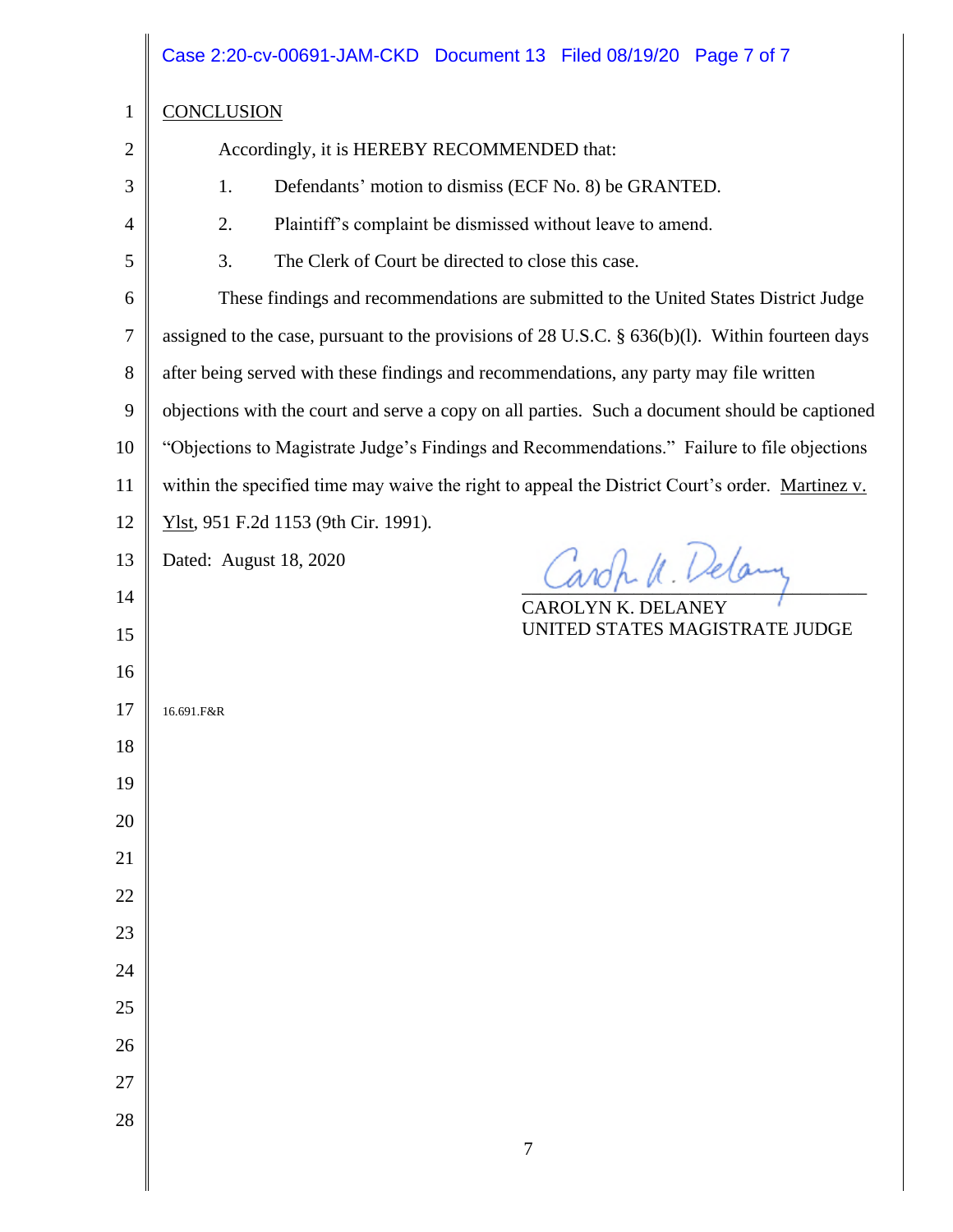CONCLUSION

Accordingly, it is HEREBY RECOMMENDED that:

1. Defendants' motion to dismiss (ECF No. 8) be GRANTED.
2. Plaintiff's complaint be dismissed without leave to amend.
3. The Clerk of Court be directed to close this case.

These findings and recommendations are submitted to the United States District Judge assigned to the case, pursuant to the provisions of 28 U.S.C. § 636(b)(l). Within fourteen days after being served with these findings and recommendations, any party may file written objections with the court and serve a copy on all parties. Such a document should be captioned "Objections to Magistrate Judge's Findings and Recommendations." Failure to file objections within the specified time may waive the right to appeal the District Court's order. Martinez v. Ylst, 951 F.2d 1153 (9th Cir. 1991).

Dated: August 18, 2020

CAROLYN K. DELANEY
UNITED STATES MAGISTRATE JUDGE

16.691.F&R